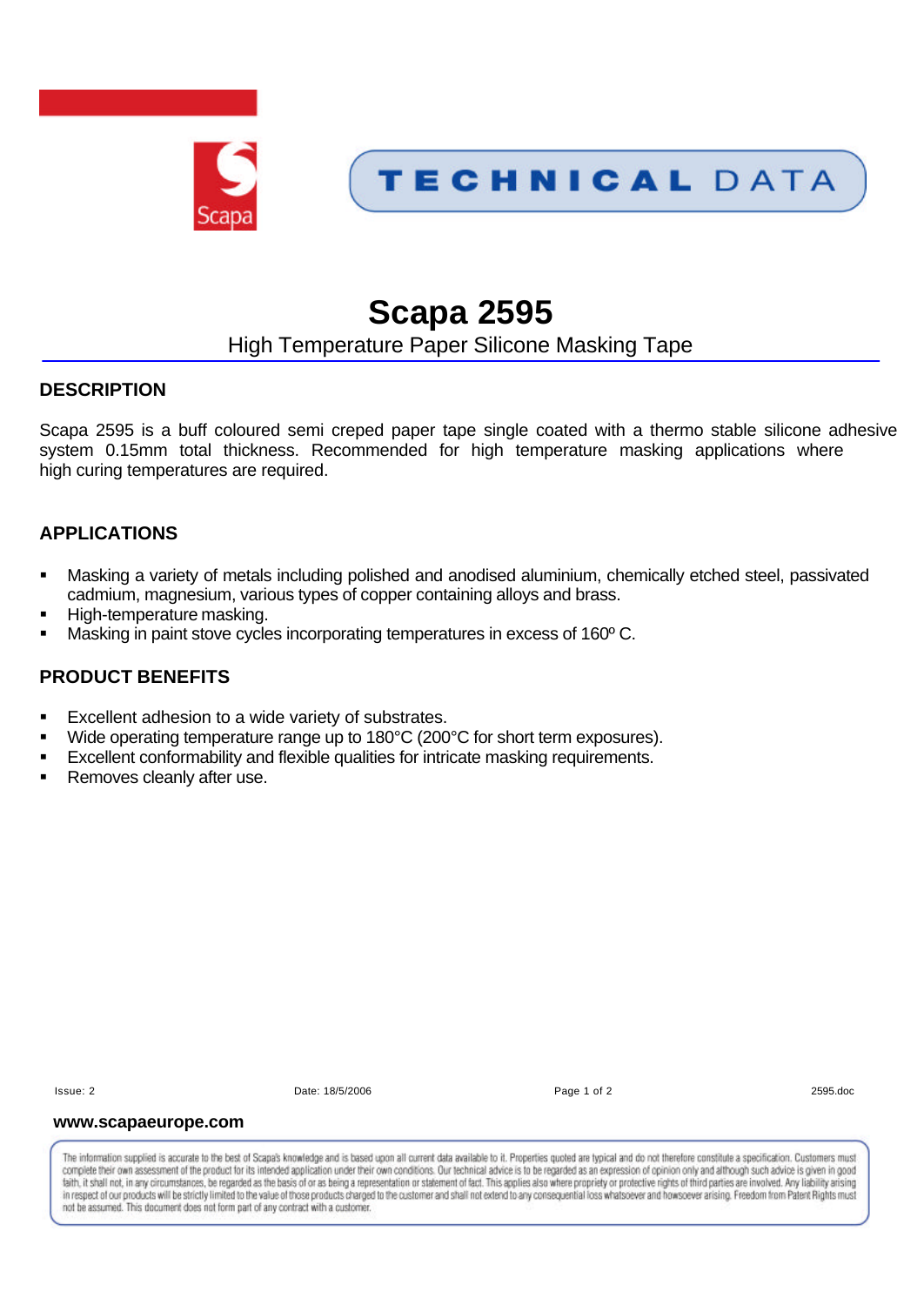TECHNICAL DATA

# Scapa 2595

## High Temperature Paper Silicone Masking Tape

### DESCRIPTION

Scapa 2595 is a buff coloured semi creped paper tape single coated with a thermo stable silicone adhesive system 0.15mm total thickness. Recommended for high temperature masking applications where high curing temperatures are required.

### APPLICATIONS

- Masking a variety of metals including polished and anodised aluminium, chemically etched steel, passivated cadmium, magnesium, various types of copper containing alloys and brass.
- High-temperature masking.
- Masking in paint stove cycles incorporating temperatures in excess of 160º C.

### PRODUCT BENEFITS

- Excellent adhesion to a wide variety of substrates.
- Wide operating temperature range up to 180°C (200°C for short term exposures).
- Excellent conformability and flexible qualities for intricate masking requirements.
- Removes cleanly after use.

Issue: 2 Date: 18/5/2006 2595.doc

**www.scapaeurope.com**

The information supplied is accurate to the best of Scapa's knowledge and is based upon all current data available to it. Properties quoted are typical and do not therefore constitute a specification. Customers must complete their own assessment of the product for its intended application under their own conditions. Our technical advice is to be regarded as an expression of opinion only and although such advice is given in good faith, it shall not, in any circumstances, be regarded as the basis of or as being a representation or statement of fact. This applies also where propriety or protective rights of third parties are involved. Any liability arising in respect of our products will be strictly limited to the value of those products charged to the customer and shall not extend to any consequential loss whatsoever and howsoever arising. Freedom from Patent Rights must not be assumed. This document does not form part of any contract with a customer.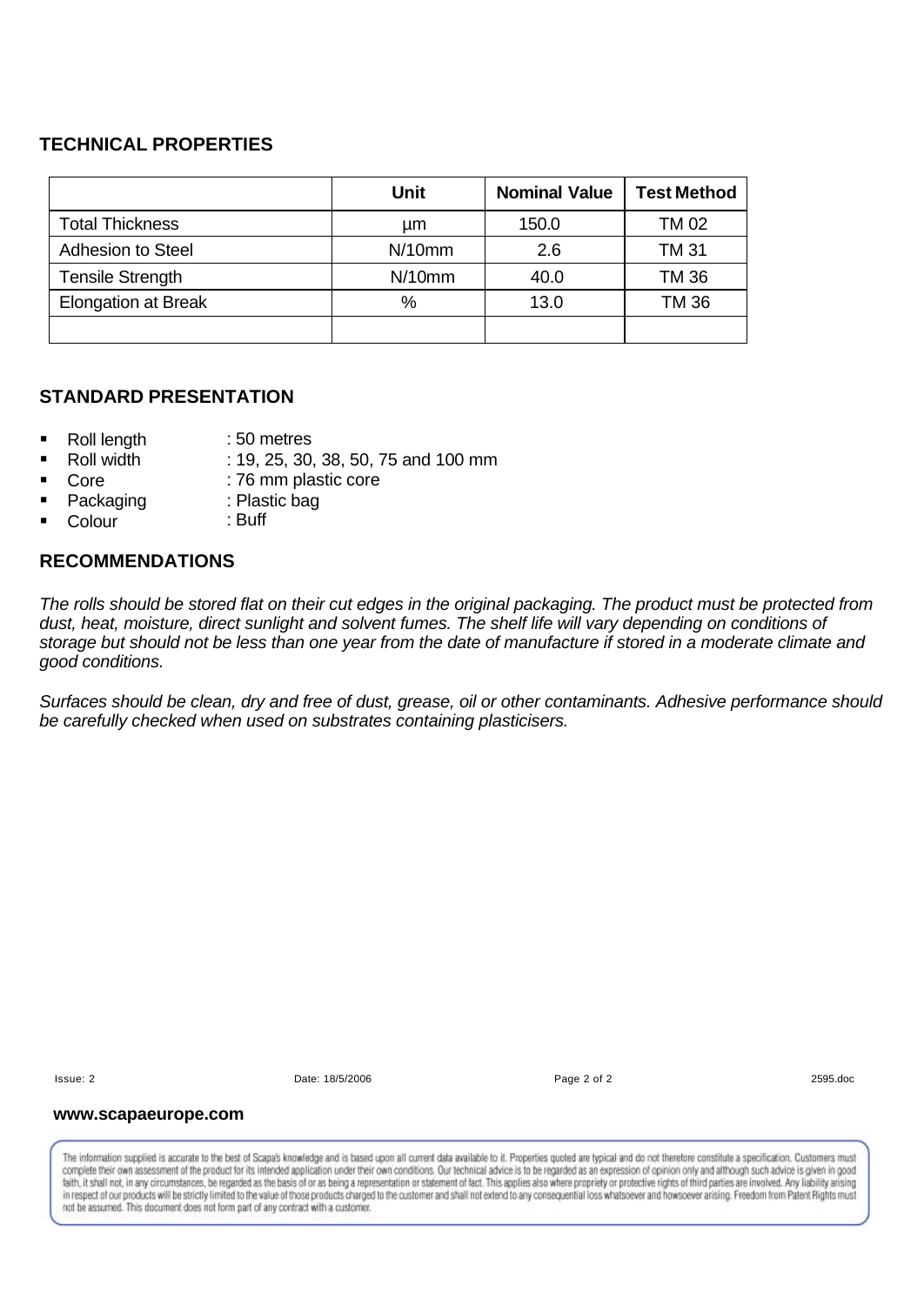## TECHNICAL PROPERTIES

| | Unit | Nominal Value | Test Method |
|---|---|---|---|
| Total Thickness | µm | 150.0 | TM 02 |
| Adhesion to Steel | N/10mm | 2.6 | TM 31 |
| Tensile Strength | N/10mm | 40.0 | TM 36 |
| Elongation at Break | % | 13.0 | TM 36 |
| | | | |

## STANDARD PRESENTATION

- Roll length : 50 metres
- Roll width : 19, 25, 30, 38, 50, 75 and 100 mm
- Core : 76 mm plastic core
- Packaging : Plastic bag
- Colour : Buff

## RECOMMENDATIONS

*The rolls should be stored flat on their cut edges in the original packaging. The product must be protected from dust, heat, moisture, direct sunlight and solvent fumes. The shelf life will vary depending on conditions of storage but should not be less than one year from the date of manufacture if stored in a moderate climate and good conditions.*

*Surfaces should be clean, dry and free of dust, grease, oil or other contaminants. Adhesive performance should be carefully checked when used on substrates containing plasticisers.*

Issue: 2 Date: 18/5/2006 2595.doc

**www.scapaeurope.com**

The information supplied is accurate to the best of Scapa's knowledge and is based upon all current data available to it. Properties quoted are typical and do not therefore constitute a specification. Customers must complete their own assessment of the product for its intended application under their own conditions. Our technical advice is to be regarded as an expression of opinion only and although such advice is given in good faith, it shall not, in any circumstances, be regarded as the basis of or as being a representation or statement of fact. This applies also where propriety or protective rights of third parties are involved. Any liability arising in respect of our products will be strictly limited to the value of those products charged to the customer and shall not extend to any consequential loss whatsoever and howsoever arising. Freedom from Patent Rights must not be assumed. This document does not form part of any contract with a customer.